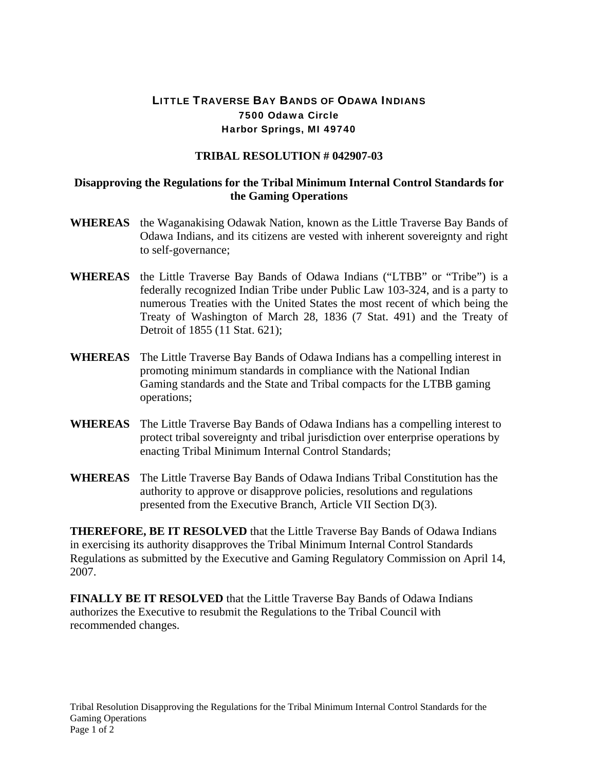**LITTLE TRAVERSE BAY BANDS OF ODAWA INDIANS**
**7500 Odawa Circle**
**Harbor Springs, MI 49740**

**TRIBAL RESOLUTION # 042907-03**

## Disapproving the Regulations for the Tribal Minimum Internal Control Standards for the Gaming Operations

**WHEREAS** the Waganakising Odawak Nation, known as the Little Traverse Bay Bands of Odawa Indians, and its citizens are vested with inherent sovereignty and right to self-governance;

**WHEREAS** the Little Traverse Bay Bands of Odawa Indians ("LTBB" or "Tribe") is a federally recognized Indian Tribe under Public Law 103-324, and is a party to numerous Treaties with the United States the most recent of which being the Treaty of Washington of March 28, 1836 (7 Stat. 491) and the Treaty of Detroit of 1855 (11 Stat. 621);

**WHEREAS** The Little Traverse Bay Bands of Odawa Indians has a compelling interest in promoting minimum standards in compliance with the National Indian Gaming standards and the State and Tribal compacts for the LTBB gaming operations;

**WHEREAS** The Little Traverse Bay Bands of Odawa Indians has a compelling interest to protect tribal sovereignty and tribal jurisdiction over enterprise operations by enacting Tribal Minimum Internal Control Standards;

**WHEREAS** The Little Traverse Bay Bands of Odawa Indians Tribal Constitution has the authority to approve or disapprove policies, resolutions and regulations presented from the Executive Branch, Article VII Section D(3).

**THEREFORE, BE IT RESOLVED** that the Little Traverse Bay Bands of Odawa Indians in exercising its authority disapproves the Tribal Minimum Internal Control Standards Regulations as submitted by the Executive and Gaming Regulatory Commission on April 14, 2007.

**FINALLY BE IT RESOLVED** that the Little Traverse Bay Bands of Odawa Indians authorizes the Executive to resubmit the Regulations to the Tribal Council with recommended changes.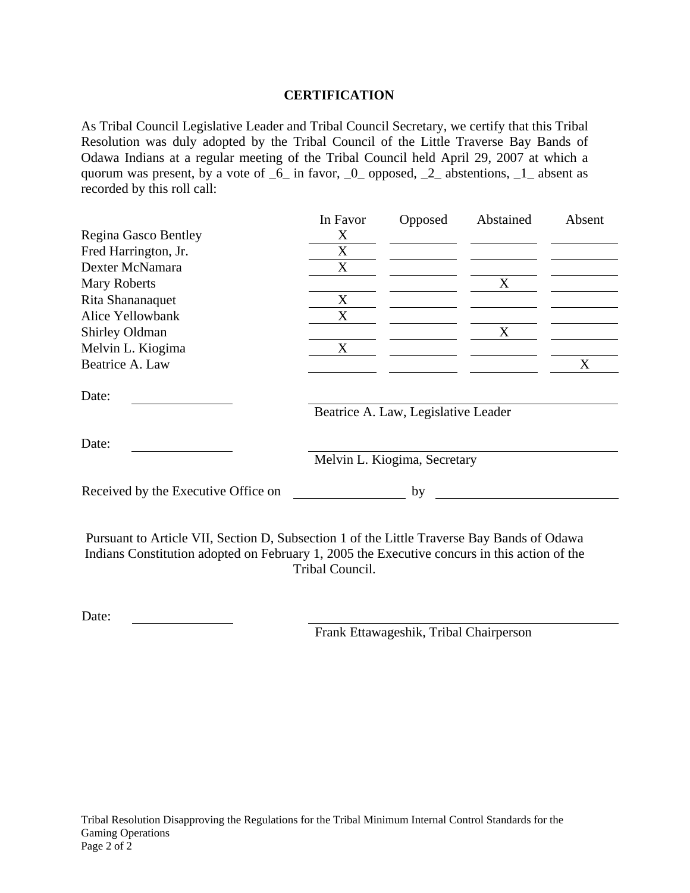**CERTIFICATION**

As Tribal Council Legislative Leader and Tribal Council Secretary, we certify that this Tribal Resolution was duly adopted by the Tribal Council of the Little Traverse Bay Bands of Odawa Indians at a regular meeting of the Tribal Council held April 29, 2007 at which a quorum was present, by a vote of _6_ in favor, _0_ opposed, _2_ abstentions, _1_ absent as recorded by this roll call:

| | In Favor | Opposed | Abstained | Absent |
|---|---|---|---|---|
| Regina Gasco Bentley | X | | | |
| Fred Harrington, Jr. | X | | | |
| Dexter McNamara | X | | | |
| Mary Roberts | | | X | |
| Rita Shananaquet | X | | | |
| Alice Yellowbank | X | | | |
| Shirley Oldman | | | X | |
| Melvin L. Kiogima | X | | | |
| Beatrice A. Law | | | | X |

Date: ____________ ______________________________
Beatrice A. Law, Legislative Leader

Date: ____________ ______________________________
Melvin L. Kiogima, Secretary

Received by the Executive Office on ____________ by ______________________

Pursuant to Article VII, Section D, Subsection 1 of the Little Traverse Bay Bands of Odawa Indians Constitution adopted on February 1, 2005 the Executive concurs in this action of the Tribal Council.

Date: ____________ ______________________________
Frank Ettawageshik, Tribal Chairperson

Tribal Resolution Disapproving the Regulations for the Tribal Minimum Internal Control Standards for the Gaming Operations